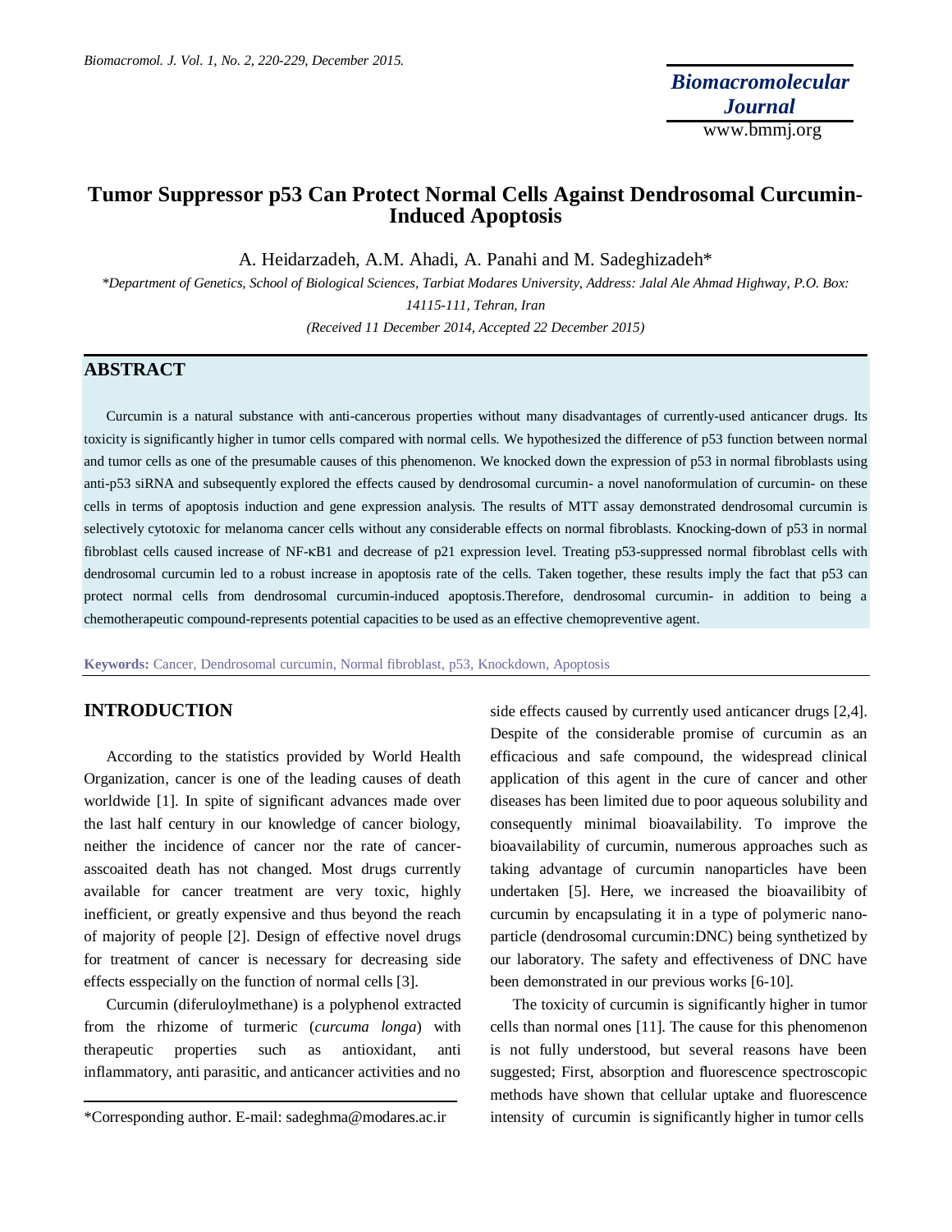# Tumor Suppressor p53 Can Protect Normal Cells Against Dendrosomal Curcumin-Induced Apoptosis

A. Heidarzadeh, A.M. Ahadi, A. Panahi and M. Sadeghizadeh*

*\*Department of Genetics, School of Biological Sciences, Tarbiat Modares University, Address: Jalal Ale Ahmad Highway, P.O. Box: 14115-111, Tehran, Iran*

*(Received 11 December 2014, Accepted 22 December 2015)*

## ABSTRACT

Curcumin is a natural substance with anti-cancerous properties without many disadvantages of currently-used anticancer drugs. Its toxicity is significantly higher in tumor cells compared with normal cells. We hypothesized the difference of p53 function between normal and tumor cells as one of the presumable causes of this phenomenon. We knocked down the expression of p53 in normal fibroblasts using anti-p53 siRNA and subsequently explored the effects caused by dendrosomal curcumin- a novel nanoformulation of curcumin- on these cells in terms of apoptosis induction and gene expression analysis. The results of MTT assay demonstrated dendrosomal curcumin is selectively cytotoxic for melanoma cancer cells without any considerable effects on normal fibroblasts. Knocking-down of p53 in normal fibroblast cells caused increase of NF-κB1 and decrease of p21 expression level. Treating p53-suppressed normal fibroblast cells with dendrosomal curcumin led to a robust increase in apoptosis rate of the cells. Taken together, these results imply the fact that p53 can protect normal cells from dendrosomal curcumin-induced apoptosis.Therefore, dendrosomal curcumin- in addition to being a chemotherapeutic compound-represents potential capacities to be used as an effective chemopreventive agent.

**Keywords:** Cancer, Dendrosomal curcumin, Normal fibroblast, p53, Knockdown, Apoptosis

## INTRODUCTION

According to the statistics provided by World Health Organization, cancer is one of the leading causes of death worldwide [1]. In spite of significant advances made over the last half century in our knowledge of cancer biology, neither the incidence of cancer nor the rate of cancer-asscoaited death has not changed. Most drugs currently available for cancer treatment are very toxic, highly inefficient, or greatly expensive and thus beyond the reach of majority of people [2]. Design of effective novel drugs for treatment of cancer is necessary for decreasing side effects esspecially on the function of normal cells [3].

Curcumin (diferuloylmethane) is a polyphenol extracted from the rhizome of turmeric (*curcuma longa*) with therapeutic properties such as antioxidant, anti inflammatory, anti parasitic, and anticancer activities and no side effects caused by currently used anticancer drugs [2,4]. Despite of the considerable promise of curcumin as an efficacious and safe compound, the widespread clinical application of this agent in the cure of cancer and other diseases has been limited due to poor aqueous solubility and consequently minimal bioavailability. To improve the bioavailability of curcumin, numerous approaches such as taking advantage of curcumin nanoparticles have been undertaken [5]. Here, we increased the bioavailibity of curcumin by encapsulating it in a type of polymeric nano-particle (dendrosomal curcumin:DNC) being synthetized by our laboratory. The safety and effectiveness of DNC have been demonstrated in our previous works [6-10].

The toxicity of curcumin is significantly higher in tumor cells than normal ones [11]. The cause for this phenomenon is not fully understood, but several reasons have been suggested; First, absorption and fluorescence spectroscopic methods have shown that cellular uptake and fluorescence intensity of curcumin is significantly higher in tumor cells

\*Corresponding author. E-mail: sadeghma@modares.ac.ir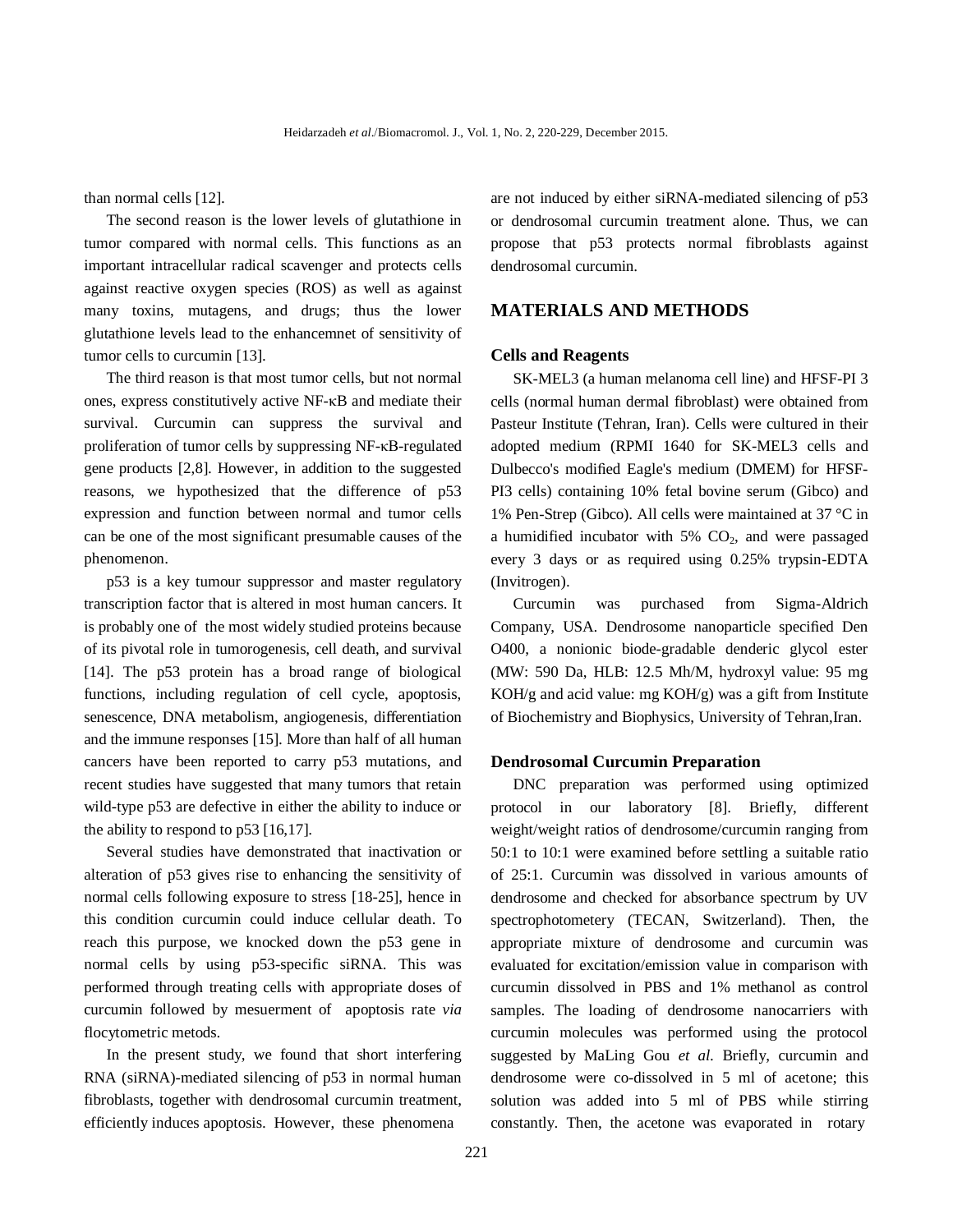than normal cells [12].

The second reason is the lower levels of glutathione in tumor compared with normal cells. This functions as an important intracellular radical scavenger and protects cells against reactive oxygen species (ROS) as well as against many toxins, mutagens, and drugs; thus the lower glutathione levels lead to the enhancemnet of sensitivity of tumor cells to curcumin [13].

The third reason is that most tumor cells, but not normal ones, express constitutively active NF-κB and mediate their survival. Curcumin can suppress the survival and proliferation of tumor cells by suppressing NF-κB-regulated gene products [2,8]. However, in addition to the suggested reasons, we hypothesized that the difference of p53 expression and function between normal and tumor cells can be one of the most significant presumable causes of the phenomenon.

p53 is a key tumour suppressor and master regulatory transcription factor that is altered in most human cancers. It is probably one of the most widely studied proteins because of its pivotal role in tumorogenesis, cell death, and survival [14]. The p53 protein has a broad range of biological functions, including regulation of cell cycle, apoptosis, senescence, DNA metabolism, angiogenesis, differentiation and the immune responses [15]. More than half of all human cancers have been reported to carry p53 mutations, and recent studies have suggested that many tumors that retain wild-type p53 are defective in either the ability to induce or the ability to respond to p53 [16,17].

Several studies have demonstrated that inactivation or alteration of p53 gives rise to enhancing the sensitivity of normal cells following exposure to stress [18-25], hence in this condition curcumin could induce cellular death. To reach this purpose, we knocked down the p53 gene in normal cells by using p53-specific siRNA. This was performed through treating cells with appropriate doses of curcumin followed by mesuerment of apoptosis rate *via* flocytometric metods.

In the present study, we found that short interfering RNA (siRNA)-mediated silencing of p53 in normal human fibroblasts, together with dendrosomal curcumin treatment, efficiently induces apoptosis. However, these phenomena are not induced by either siRNA-mediated silencing of p53 or dendrosomal curcumin treatment alone. Thus, we can propose that p53 protects normal fibroblasts against dendrosomal curcumin.

## MATERIALS AND METHODS

### Cells and Reagents

SK-MEL3 (a human melanoma cell line) and HFSF-PI 3 cells (normal human dermal fibroblast) were obtained from Pasteur Institute (Tehran, Iran). Cells were cultured in their adopted medium (RPMI 1640 for SK-MEL3 cells and Dulbecco's modified Eagle's medium (DMEM) for HFSF-PI3 cells) containing 10% fetal bovine serum (Gibco) and 1% Pen-Strep (Gibco). All cells were maintained at 37 °C in a humidified incubator with 5% $CO_2$, and were passaged every 3 days or as required using 0.25% trypsin-EDTA (Invitrogen).

Curcumin was purchased from Sigma-Aldrich Company, USA. Dendrosome nanoparticle specified Den O400, a nonionic biode-gradable denderic glycol ester (MW: 590 Da, HLB: 12.5 Mh/M, hydroxyl value: 95 mg KOH/g and acid value: mg KOH/g) was a gift from Institute of Biochemistry and Biophysics, University of Tehran,Iran.

### Dendrosomal Curcumin Preparation

DNC preparation was performed using optimized protocol in our laboratory [8]. Briefly, different weight/weight ratios of dendrosome/curcumin ranging from 50:1 to 10:1 were examined before settling a suitable ratio of 25:1. Curcumin was dissolved in various amounts of dendrosome and checked for absorbance spectrum by UV spectrophotometery (TECAN, Switzerland). Then, the appropriate mixture of dendrosome and curcumin was evaluated for excitation/emission value in comparison with curcumin dissolved in PBS and 1% methanol as control samples. The loading of dendrosome nanocarriers with curcumin molecules was performed using the protocol suggested by MaLing Gou *et al.* Briefly, curcumin and dendrosome were co-dissolved in 5 ml of acetone; this solution was added into 5 ml of PBS while stirring constantly. Then, the acetone was evaporated in rotary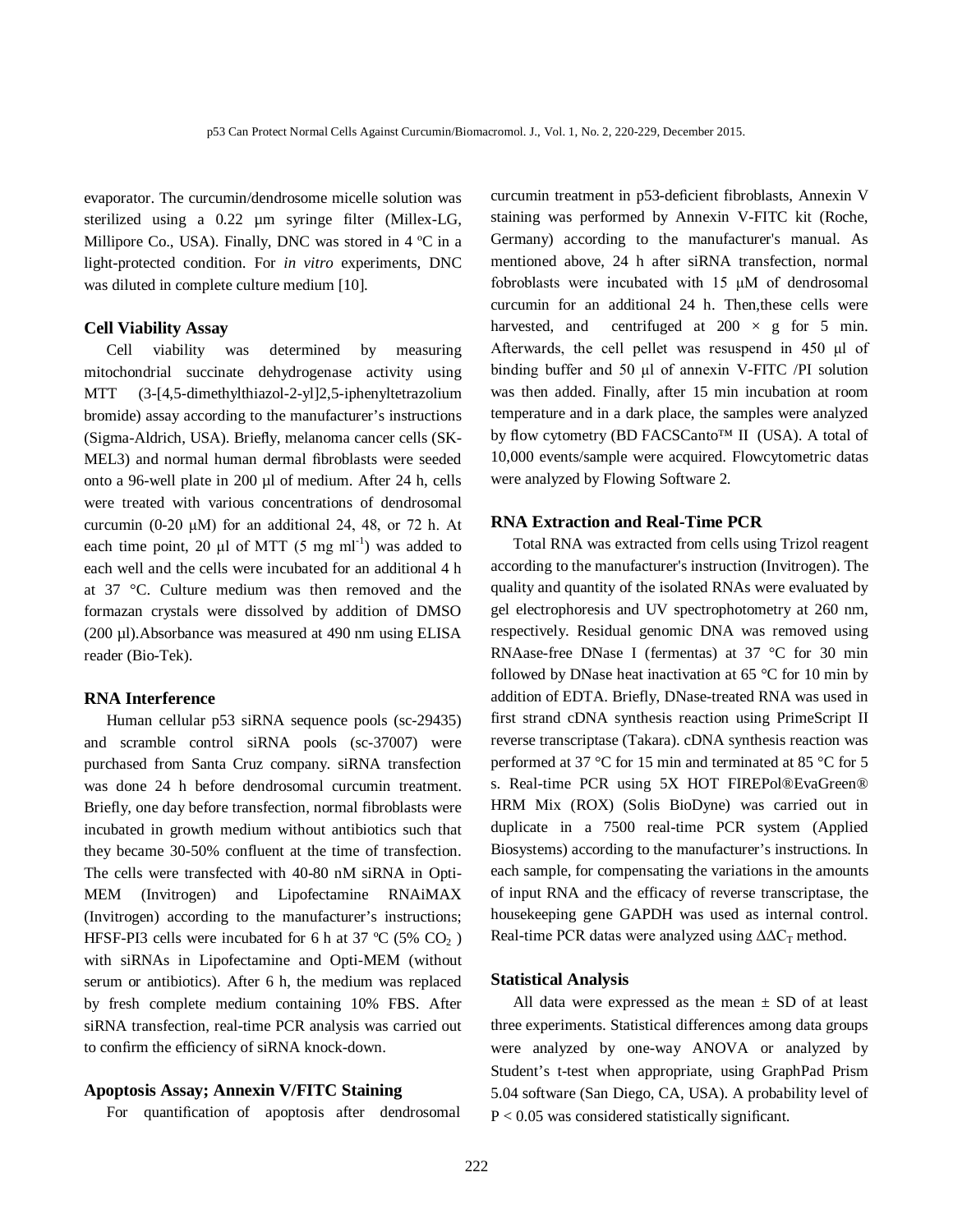evaporator. The curcumin/dendrosome micelle solution was sterilized using a 0.22 µm syringe filter (Millex-LG, Millipore Co., USA). Finally, DNC was stored in 4 ºC in a light-protected condition. For *in vitro* experiments, DNC was diluted in complete culture medium [10].

### Cell Viability Assay

Cell viability was determined by measuring mitochondrial succinate dehydrogenase activity using MTT (3-[4,5-dimethylthiazol-2-yl]2,5-iphenyltetrazolium bromide) assay according to the manufacturer's instructions (Sigma-Aldrich, USA). Briefly, melanoma cancer cells (SK-MEL3) and normal human dermal fibroblasts were seeded onto a 96-well plate in 200 µl of medium. After 24 h, cells were treated with various concentrations of dendrosomal curcumin (0-20 µM) for an additional 24, 48, or 72 h. At each time point, 20 µl of MTT (5 mg $ml^{-1}$) was added to each well and the cells were incubated for an additional 4 h at 37 °C. Culture medium was then removed and the formazan crystals were dissolved by addition of DMSO (200 µl).Absorbance was measured at 490 nm using ELISA reader (Bio-Tek).

### RNA Interference

Human cellular p53 siRNA sequence pools (sc-29435) and scramble control siRNA pools (sc-37007) were purchased from Santa Cruz company. siRNA transfection was done 24 h before dendrosomal curcumin treatment. Briefly, one day before transfection, normal fibroblasts were incubated in growth medium without antibiotics such that they became 30-50% confluent at the time of transfection. The cells were transfected with 40-80 nM siRNA in Opti-MEM (Invitrogen) and Lipofectamine RNAiMAX (Invitrogen) according to the manufacturer's instructions; HFSF-PI3 cells were incubated for 6 h at 37 ºC (5% $CO_2$ ) with siRNAs in Lipofectamine and Opti-MEM (without serum or antibiotics). After 6 h, the medium was replaced by fresh complete medium containing 10% FBS. After siRNA transfection, real-time PCR analysis was carried out to confirm the efficiency of siRNA knock-down.

### Apoptosis Assay; Annexin V/FITC Staining

For quantification of apoptosis after dendrosomal curcumin treatment in p53-deficient fibroblasts, Annexin V staining was performed by Annexin V-FITC kit (Roche, Germany) according to the manufacturer's manual. As mentioned above, 24 h after siRNA transfection, normal fobroblasts were incubated with 15 µM of dendrosomal curcumin for an additional 24 h. Then,these cells were harvested, and centrifuged at 200 × g for 5 min. Afterwards, the cell pellet was resuspend in 450 µl of binding buffer and 50 µl of annexin V-FITC /PI solution was then added. Finally, after 15 min incubation at room temperature and in a dark place, the samples were analyzed by flow cytometry (BD FACSCanto™ II (USA). A total of 10,000 events/sample were acquired. Flowcytometric datas were analyzed by Flowing Software 2.

### RNA Extraction and Real-Time PCR

Total RNA was extracted from cells using Trizol reagent according to the manufacturer's instruction (Invitrogen). The quality and quantity of the isolated RNAs were evaluated by gel electrophoresis and UV spectrophotometry at 260 nm, respectively. Residual genomic DNA was removed using RNAase-free DNase I (fermentas) at 37 °C for 30 min followed by DNase heat inactivation at 65 °C for 10 min by addition of EDTA. Briefly, DNase-treated RNA was used in first strand cDNA synthesis reaction using PrimeScript II reverse transcriptase (Takara). cDNA synthesis reaction was performed at 37 °C for 15 min and terminated at 85 °C for 5 s. Real-time PCR using 5X HOT FIREPol®EvaGreen® HRM Mix (ROX) (Solis BioDyne) was carried out in duplicate in a 7500 real-time PCR system (Applied Biosystems) according to the manufacturer's instructions. In each sample, for compensating the variations in the amounts of input RNA and the efficacy of reverse transcriptase, the housekeeping gene GAPDH was used as internal control. Real-time PCR datas were analyzed using $\Delta\Delta C_T$ method.

### Statistical Analysis

All data were expressed as the mean ± SD of at least three experiments. Statistical differences among data groups were analyzed by one-way ANOVA or analyzed by Student's t-test when appropriate, using GraphPad Prism 5.04 software (San Diego, CA, USA). A probability level of $P < 0.05$ was considered statistically significant.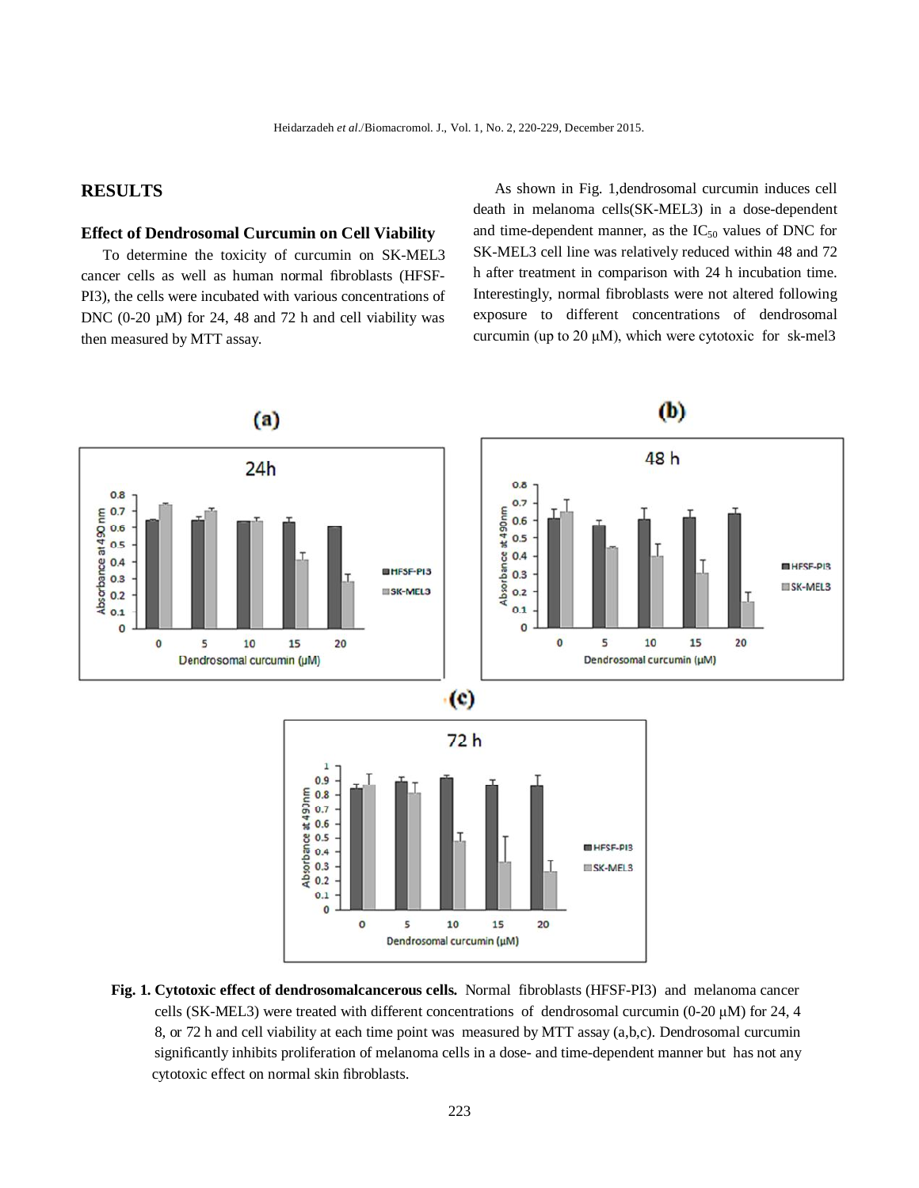## RESULTS

### Effect of Dendrosomal Curcumin on Cell Viability

To determine the toxicity of curcumin on SK-MEL3 cancer cells as well as human normal fibroblasts (HFSF-PI3), the cells were incubated with various concentrations of DNC (0-20 μM) for 24, 48 and 72 h and cell viability was then measured by MTT assay.

As shown in Fig. 1,dendrosomal curcumin induces cell death in melanoma cells(SK-MEL3) in a dose-dependent and time-dependent manner, as the $IC_{50}$ values of DNC for SK-MEL3 cell line was relatively reduced within 48 and 72 h after treatment in comparison with 24 h incubation time. Interestingly, normal fibroblasts were not altered following exposure to different concentrations of dendrosomal curcumin (up to 20 μM), which were cytotoxic for sk-mel3

**Fig. 1. Cytotoxic effect of dendrosomalcancerous cells.** Normal fibroblasts (HFSF-PI3) and melanoma cancer cells (SK-MEL3) were treated with different concentrations of dendrosomal curcumin (0-20 μM) for 24, 48, or 72 h and cell viability at each time point was measured by MTT assay (a,b,c). Dendrosomal curcumin significantly inhibits proliferation of melanoma cells in a dose- and time-dependent manner but has not any cytotoxic effect on normal skin fibroblasts.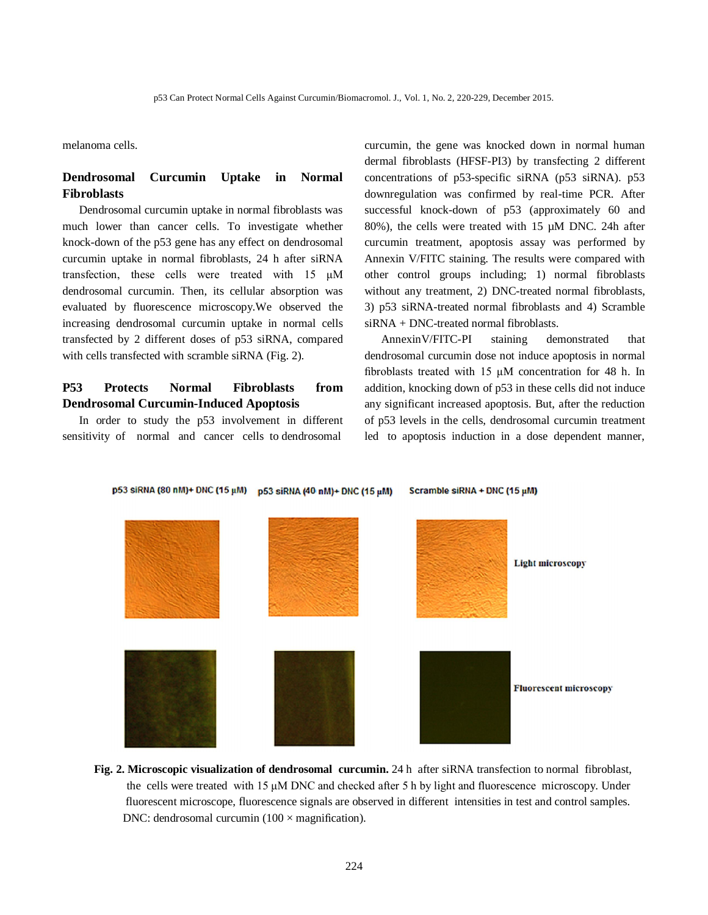melanoma cells.

## Dendrosomal Curcumin Uptake in Normal Fibroblasts

Dendrosomal curcumin uptake in normal fibroblasts was much lower than cancer cells. To investigate whether knock-down of the p53 gene has any effect on dendrosomal curcumin uptake in normal fibroblasts, 24 h after siRNA transfection, these cells were treated with 15 µM dendrosomal curcumin. Then, its cellular absorption was evaluated by fluorescence microscopy.We observed the increasing dendrosomal curcumin uptake in normal cells transfected by 2 different doses of p53 siRNA, compared with cells transfected with scramble siRNA (Fig. 2).

## P53 Protects Normal Fibroblasts from Dendrosomal Curcumin-Induced Apoptosis

In order to study the p53 involvement in different sensitivity of normal and cancer cells to dendrosomal curcumin, the gene was knocked down in normal human dermal fibroblasts (HFSF-PI3) by transfecting 2 different concentrations of p53-specific siRNA (p53 siRNA). p53 downregulation was confirmed by real-time PCR. After successful knock-down of p53 (approximately 60 and 80%), the cells were treated with 15 µM DNC. 24h after curcumin treatment, apoptosis assay was performed by Annexin V/FITC staining. The results were compared with other control groups including; 1) normal fibroblasts without any treatment, 2) DNC-treated normal fibroblasts, 3) p53 siRNA-treated normal fibroblasts and 4) Scramble siRNA + DNC-treated normal fibroblasts.

AnnexinV/FITC-PI staining demonstrated that dendrosomal curcumin dose not induce apoptosis in normal fibroblasts treated with 15 µM concentration for 48 h. In addition, knocking down of p53 in these cells did not induce any significant increased apoptosis. But, after the reduction of p53 levels in the cells, dendrosomal curcumin treatment led to apoptosis induction in a dose dependent manner,

**Fig. 2. Microscopic visualization of dendrosomal curcumin.** 24 h after siRNA transfection to normal fibroblast, the cells were treated with 15 µM DNC and checked after 5 h by light and fluorescence microscopy. Under fluorescent microscope, fluorescence signals are observed in different intensities in test and control samples. DNC: dendrosomal curcumin (100 × magnification).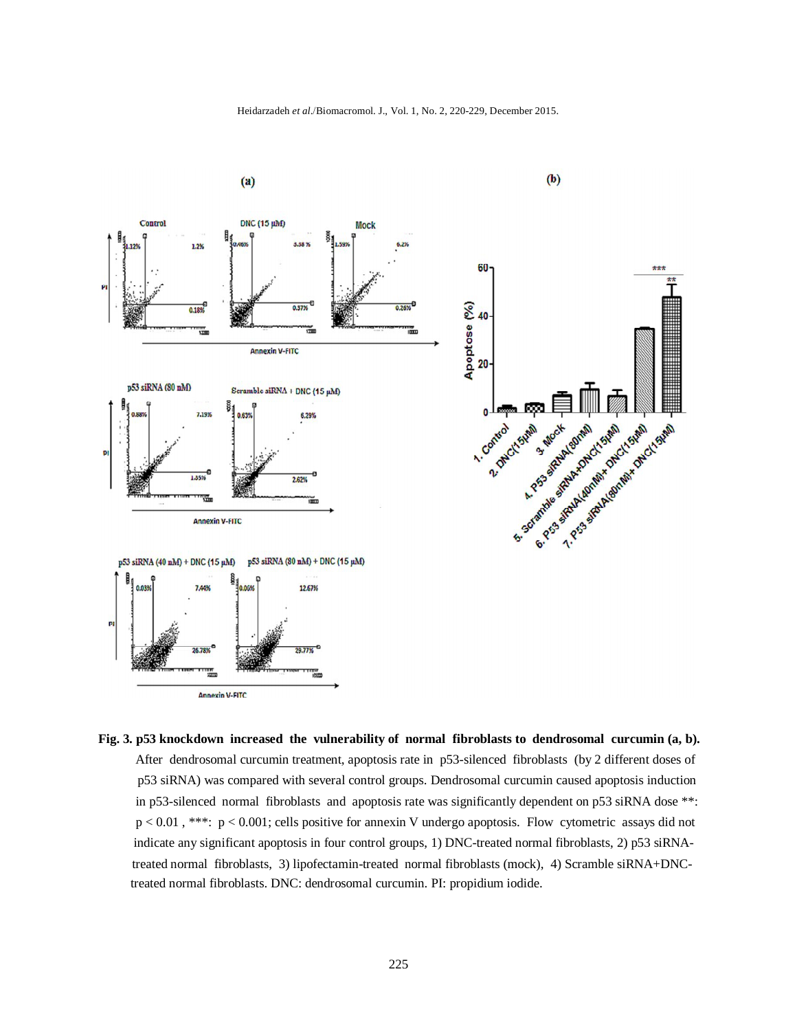**Fig. 3. p53 knockdown increased the vulnerability of normal fibroblasts to dendrosomal curcumin (a, b).** After dendrosomal curcumin treatment, apoptosis rate in p53-silenced fibroblasts (by 2 different doses of p53 siRNA) was compared with several control groups. Dendrosomal curcumin caused apoptosis induction in p53-silenced normal fibroblasts and apoptosis rate was significantly dependent on p53 siRNA dose **: $p < 0.01$ , ***: $p < 0.001$; cells positive for annexin V undergo apoptosis. Flow cytometric assays did not indicate any significant apoptosis in four control groups, 1) DNC-treated normal fibroblasts, 2) p53 siRNA-treated normal fibroblasts, 3) lipofectamin-treated normal fibroblasts (mock), 4) Scramble siRNA+DNC-treated normal fibroblasts. DNC: dendrosomal curcumin. PI: propidium iodide.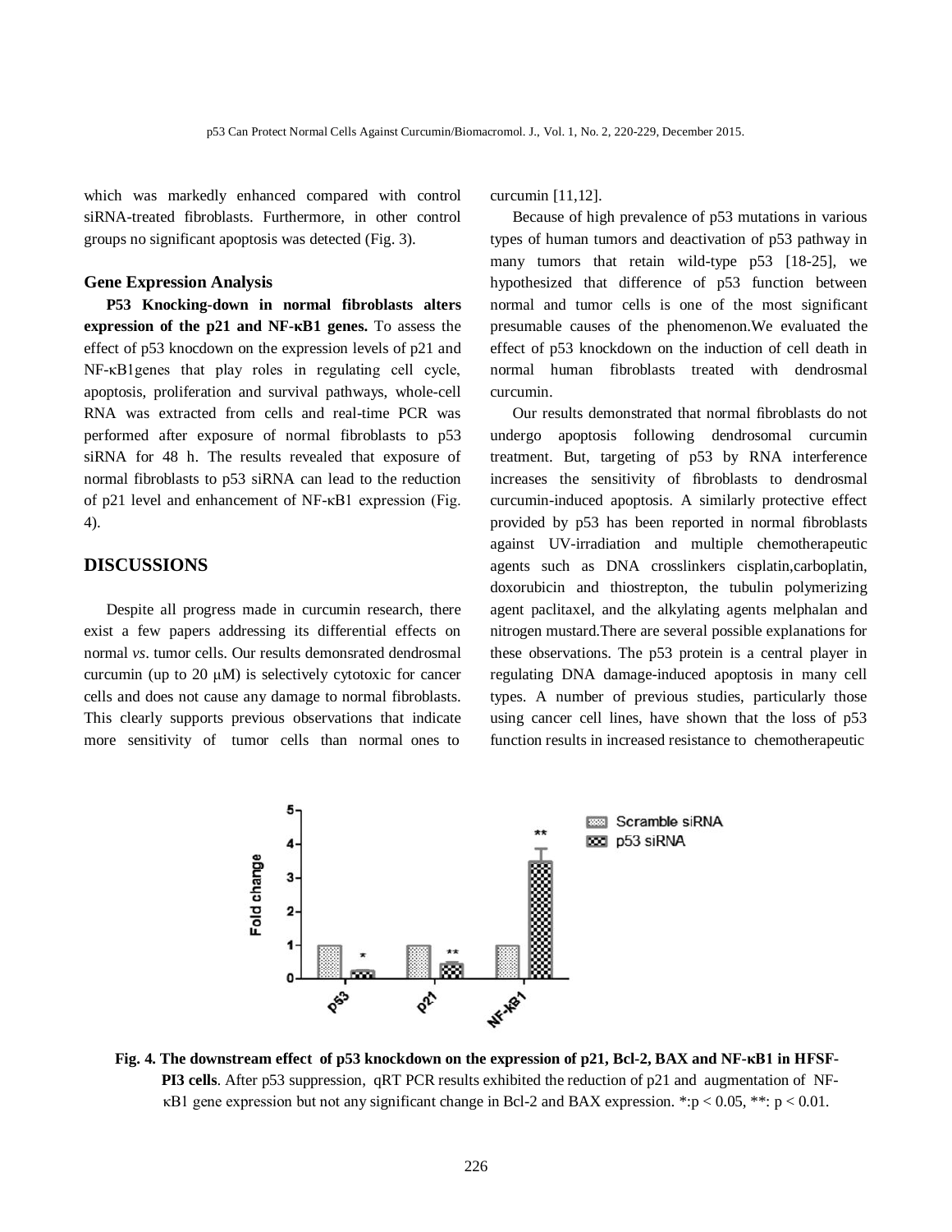which was markedly enhanced compared with control siRNA-treated fibroblasts. Furthermore, in other control groups no significant apoptosis was detected (Fig. 3).

### Gene Expression Analysis

**P53 Knocking-down in normal fibroblasts alters expression of the p21 and NF-κB1 genes.** To assess the effect of p53 knocdown on the expression levels of p21 and NF-κB1genes that play roles in regulating cell cycle, apoptosis, proliferation and survival pathways, whole-cell RNA was extracted from cells and real-time PCR was performed after exposure of normal fibroblasts to p53 siRNA for 48 h. The results revealed that exposure of normal fibroblasts to p53 siRNA can lead to the reduction of p21 level and enhancement of NF-κB1 expression (Fig. 4).

## DISCUSSIONS

Despite all progress made in curcumin research, there exist a few papers addressing its differential effects on normal *vs*. tumor cells. Our results demonsrated dendrosmal curcumin (up to 20 μM) is selectively cytotoxic for cancer cells and does not cause any damage to normal fibroblasts. This clearly supports previous observations that indicate more sensitivity of tumor cells than normal ones to curcumin [11,12].

Because of high prevalence of p53 mutations in various types of human tumors and deactivation of p53 pathway in many tumors that retain wild-type p53 [18-25], we hypothesized that difference of p53 function between normal and tumor cells is one of the most significant presumable causes of the phenomenon.We evaluated the effect of p53 knockdown on the induction of cell death in normal human fibroblasts treated with dendrosmal curcumin.

Our results demonstrated that normal fibroblasts do not undergo apoptosis following dendrosomal curcumin treatment. But, targeting of p53 by RNA interference increases the sensitivity of fibroblasts to dendrosmal curcumin-induced apoptosis. A similarly protective effect provided by p53 has been reported in normal fibroblasts against UV-irradiation and multiple chemotherapeutic agents such as DNA crosslinkers cisplatin,carboplatin, doxorubicin and thiostrepton, the tubulin polymerizing agent paclitaxel, and the alkylating agents melphalan and nitrogen mustard.There are several possible explanations for these observations. The p53 protein is a central player in regulating DNA damage-induced apoptosis in many cell types. A number of previous studies, particularly those using cancer cell lines, have shown that the loss of p53 function results in increased resistance to chemotherapeutic

**Fig. 4. The downstream effect of p53 knockdown on the expression of p21, Bcl-2, BAX and NF-κB1 in HFSF-PI3 cells**. After p53 suppression, qRT PCR results exhibited the reduction of p21 and augmentation of NF-κB1 gene expression but not any significant change in Bcl-2 and BAX expression. *:$p < 0.05$, **: $p < 0.01$.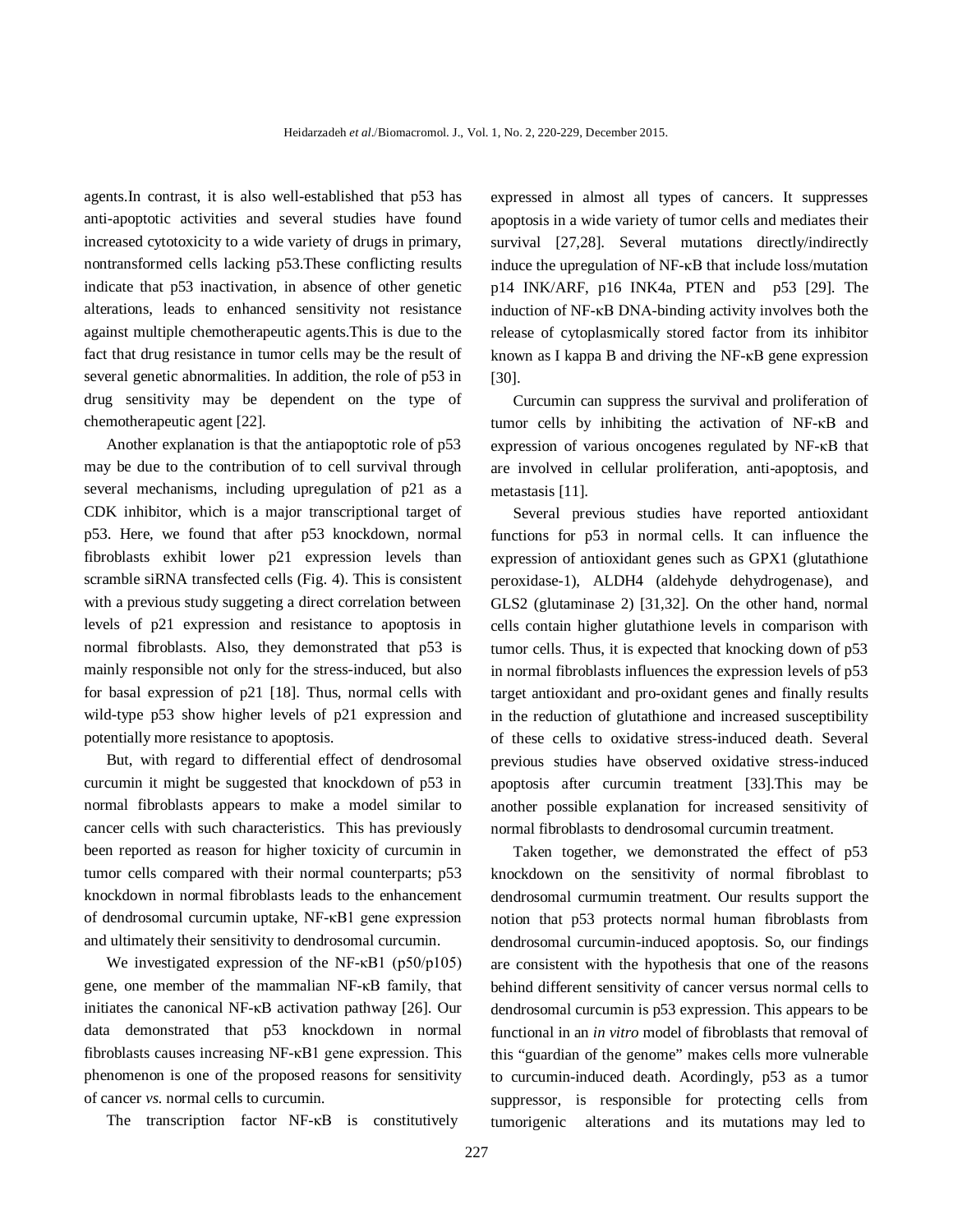agents.In contrast, it is also well-established that p53 has anti-apoptotic activities and several studies have found increased cytotoxicity to a wide variety of drugs in primary, nontransformed cells lacking p53.These conflicting results indicate that p53 inactivation, in absence of other genetic alterations, leads to enhanced sensitivity not resistance against multiple chemotherapeutic agents.This is due to the fact that drug resistance in tumor cells may be the result of several genetic abnormalities. In addition, the role of p53 in drug sensitivity may be dependent on the type of chemotherapeutic agent [22].

Another explanation is that the antiapoptotic role of p53 may be due to the contribution of to cell survival through several mechanisms, including upregulation of p21 as a CDK inhibitor, which is a major transcriptional target of p53. Here, we found that after p53 knockdown, normal fibroblasts exhibit lower p21 expression levels than scramble siRNA transfected cells (Fig. 4). This is consistent with a previous study suggeting a direct correlation between levels of p21 expression and resistance to apoptosis in normal fibroblasts. Also, they demonstrated that p53 is mainly responsible not only for the stress-induced, but also for basal expression of p21 [18]. Thus, normal cells with wild-type p53 show higher levels of p21 expression and potentially more resistance to apoptosis.

But, with regard to differential effect of dendrosomal curcumin it might be suggested that knockdown of p53 in normal fibroblasts appears to make a model similar to cancer cells with such characteristics. This has previously been reported as reason for higher toxicity of curcumin in tumor cells compared with their normal counterparts; p53 knockdown in normal fibroblasts leads to the enhancement of dendrosomal curcumin uptake, NF-κB1 gene expression and ultimately their sensitivity to dendrosomal curcumin.

We investigated expression of the NF-κB1 (p50/p105) gene, one member of the mammalian NF-κB family, that initiates the canonical NF-κB activation pathway [26]. Our data demonstrated that p53 knockdown in normal fibroblasts causes increasing NF-κB1 gene expression. This phenomenon is one of the proposed reasons for sensitivity of cancer *vs.* normal cells to curcumin.

The transcription factor NF-κB is constitutively expressed in almost all types of cancers. It suppresses apoptosis in a wide variety of tumor cells and mediates their survival [27,28]. Several mutations directly/indirectly induce the upregulation of NF-κB that include loss/mutation p14 INK/ARF, p16 INK4a, PTEN and p53 [29]. The induction of NF-κB DNA-binding activity involves both the release of cytoplasmically stored factor from its inhibitor known as I kappa B and driving the NF-κB gene expression [30].

Curcumin can suppress the survival and proliferation of tumor cells by inhibiting the activation of NF-κB and expression of various oncogenes regulated by NF-κB that are involved in cellular proliferation, anti-apoptosis, and metastasis [11].

Several previous studies have reported antioxidant functions for p53 in normal cells. It can influence the expression of antioxidant genes such as GPX1 (glutathione peroxidase-1), ALDH4 (aldehyde dehydrogenase), and GLS2 (glutaminase 2) [31,32]. On the other hand, normal cells contain higher glutathione levels in comparison with tumor cells. Thus, it is expected that knocking down of p53 in normal fibroblasts influences the expression levels of p53 target antioxidant and pro-oxidant genes and finally results in the reduction of glutathione and increased susceptibility of these cells to oxidative stress-induced death. Several previous studies have observed oxidative stress-induced apoptosis after curcumin treatment [33].This may be another possible explanation for increased sensitivity of normal fibroblasts to dendrosomal curcumin treatment.

Taken together, we demonstrated the effect of p53 knockdown on the sensitivity of normal fibroblast to dendrosomal curmumin treatment. Our results support the notion that p53 protects normal human fibroblasts from dendrosomal curcumin-induced apoptosis. So, our findings are consistent with the hypothesis that one of the reasons behind different sensitivity of cancer versus normal cells to dendrosomal curcumin is p53 expression. This appears to be functional in an *in vitro* model of fibroblasts that removal of this “guardian of the genome” makes cells more vulnerable to curcumin-induced death. Acordingly, p53 as a tumor suppressor, is responsible for protecting cells from tumorigenic alterations and its mutations may led to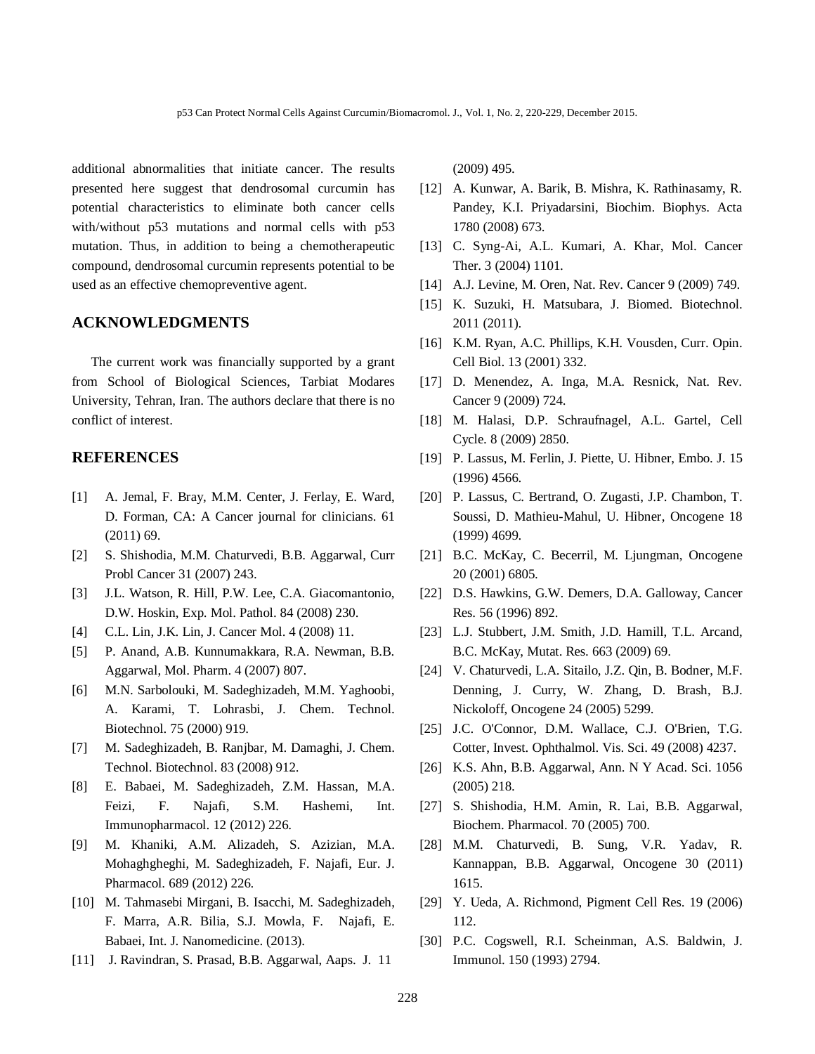additional abnormalities that initiate cancer. The results presented here suggest that dendrosomal curcumin has potential characteristics to eliminate both cancer cells with/without p53 mutations and normal cells with p53 mutation. Thus, in addition to being a chemotherapeutic compound, dendrosomal curcumin represents potential to be used as an effective chemopreventive agent.

## ACKNOWLEDGMENTS

The current work was financially supported by a grant from School of Biological Sciences, Tarbiat Modares University, Tehran, Iran. The authors declare that there is no conflict of interest.

## REFERENCES

[1] A. Jemal, F. Bray, M.M. Center, J. Ferlay, E. Ward, D. Forman, CA: A Cancer journal for clinicians. 61 (2011) 69.

[2] S. Shishodia, M.M. Chaturvedi, B.B. Aggarwal, Curr Probl Cancer 31 (2007) 243.

[3] J.L. Watson, R. Hill, P.W. Lee, C.A. Giacomantonio, D.W. Hoskin, Exp. Mol. Pathol. 84 (2008) 230.

[4] C.L. Lin, J.K. Lin, J. Cancer Mol. 4 (2008) 11.

[5] P. Anand, A.B. Kunnumakkara, R.A. Newman, B.B. Aggarwal, Mol. Pharm. 4 (2007) 807.

[6] M.N. Sarbolouki, M. Sadeghizadeh, M.M. Yaghoobi, A. Karami, T. Lohrasbi, J. Chem. Technol. Biotechnol. 75 (2000) 919.

[7] M. Sadeghizadeh, B. Ranjbar, M. Damaghi, J. Chem. Technol. Biotechnol. 83 (2008) 912.

[8] E. Babaei, M. Sadeghizadeh, Z.M. Hassan, M.A. Feizi, F. Najafi, S.M. Hashemi, Int. Immunopharmacol. 12 (2012) 226.

[9] M. Khaniki, A.M. Alizadeh, S. Azizian, M.A. Mohaghgheghi, M. Sadeghizadeh, F. Najafi, Eur. J. Pharmacol. 689 (2012) 226.

[10] M. Tahmasebi Mirgani, B. Isacchi, M. Sadeghizadeh, F. Marra, A.R. Bilia, S.J. Mowla, F. Najafi, E. Babaei, Int. J. Nanomedicine. (2013).

[11] J. Ravindran, S. Prasad, B.B. Aggarwal, Aaps. J. 11 (2009) 495.

[12] A. Kunwar, A. Barik, B. Mishra, K. Rathinasamy, R. Pandey, K.I. Priyadarsini, Biochim. Biophys. Acta 1780 (2008) 673.

[13] C. Syng-Ai, A.L. Kumari, A. Khar, Mol. Cancer Ther. 3 (2004) 1101.

[14] A.J. Levine, M. Oren, Nat. Rev. Cancer 9 (2009) 749.

[15] K. Suzuki, H. Matsubara, J. Biomed. Biotechnol. 2011 (2011).

[16] K.M. Ryan, A.C. Phillips, K.H. Vousden, Curr. Opin. Cell Biol. 13 (2001) 332.

[17] D. Menendez, A. Inga, M.A. Resnick, Nat. Rev. Cancer 9 (2009) 724.

[18] M. Halasi, D.P. Schraufnagel, A.L. Gartel, Cell Cycle. 8 (2009) 2850.

[19] P. Lassus, M. Ferlin, J. Piette, U. Hibner, Embo. J. 15 (1996) 4566.

[20] P. Lassus, C. Bertrand, O. Zugasti, J.P. Chambon, T. Soussi, D. Mathieu-Mahul, U. Hibner, Oncogene 18 (1999) 4699.

[21] B.C. McKay, C. Becerril, M. Ljungman, Oncogene 20 (2001) 6805.

[22] D.S. Hawkins, G.W. Demers, D.A. Galloway, Cancer Res. 56 (1996) 892.

[23] L.J. Stubbert, J.M. Smith, J.D. Hamill, T.L. Arcand, B.C. McKay, Mutat. Res. 663 (2009) 69.

[24] V. Chaturvedi, L.A. Sitailo, J.Z. Qin, B. Bodner, M.F. Denning, J. Curry, W. Zhang, D. Brash, B.J. Nickoloff, Oncogene 24 (2005) 5299.

[25] J.C. O'Connor, D.M. Wallace, C.J. O'Brien, T.G. Cotter, Invest. Ophthalmol. Vis. Sci. 49 (2008) 4237.

[26] K.S. Ahn, B.B. Aggarwal, Ann. N Y Acad. Sci. 1056 (2005) 218.

[27] S. Shishodia, H.M. Amin, R. Lai, B.B. Aggarwal, Biochem. Pharmacol. 70 (2005) 700.

[28] M.M. Chaturvedi, B. Sung, V.R. Yadav, R. Kannappan, B.B. Aggarwal, Oncogene 30 (2011) 1615.

[29] Y. Ueda, A. Richmond, Pigment Cell Res. 19 (2006) 112.

[30] P.C. Cogswell, R.I. Scheinman, A.S. Baldwin, J. Immunol. 150 (1993) 2794.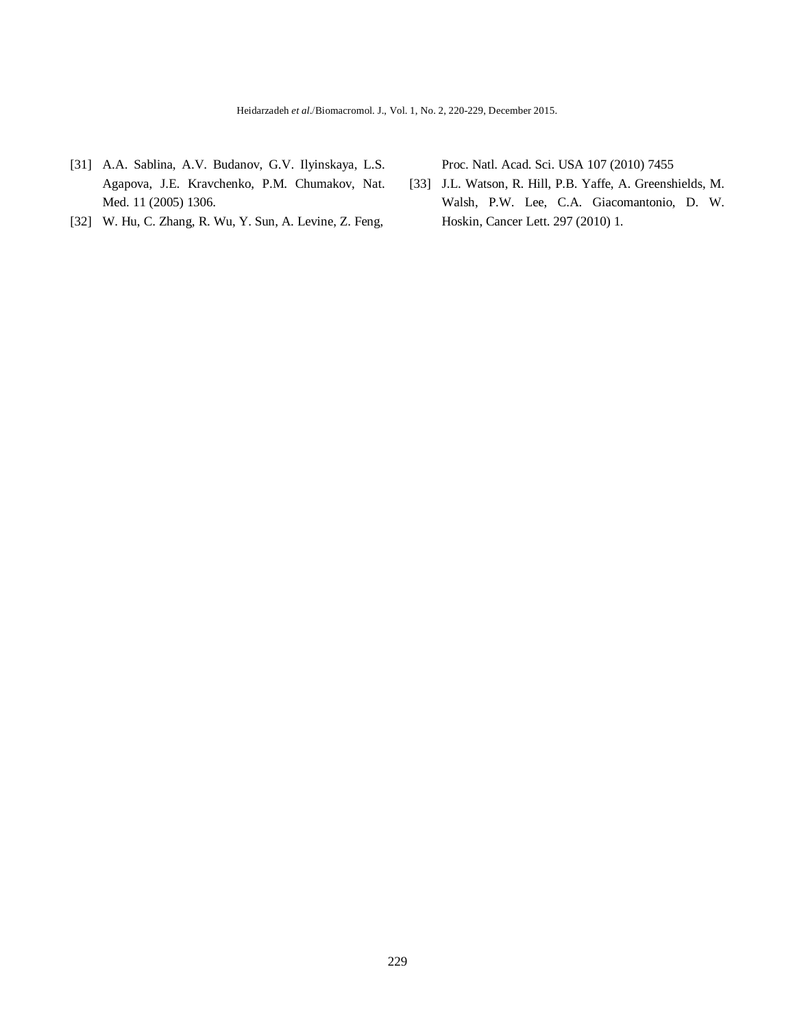[31] A.A. Sablina, A.V. Budanov, G.V. Ilyinskaya, L.S. Agapova, J.E. Kravchenko, P.M. Chumakov, Nat. Med. 11 (2005) 1306.

[32] W. Hu, C. Zhang, R. Wu, Y. Sun, A. Levine, Z. Feng, Proc. Natl. Acad. Sci. USA 107 (2010) 7455

[33] J.L. Watson, R. Hill, P.B. Yaffe, A. Greenshields, M. Walsh, P.W. Lee, C.A. Giacomantonio, D. W. Hoskin, Cancer Lett. 297 (2010) 1.